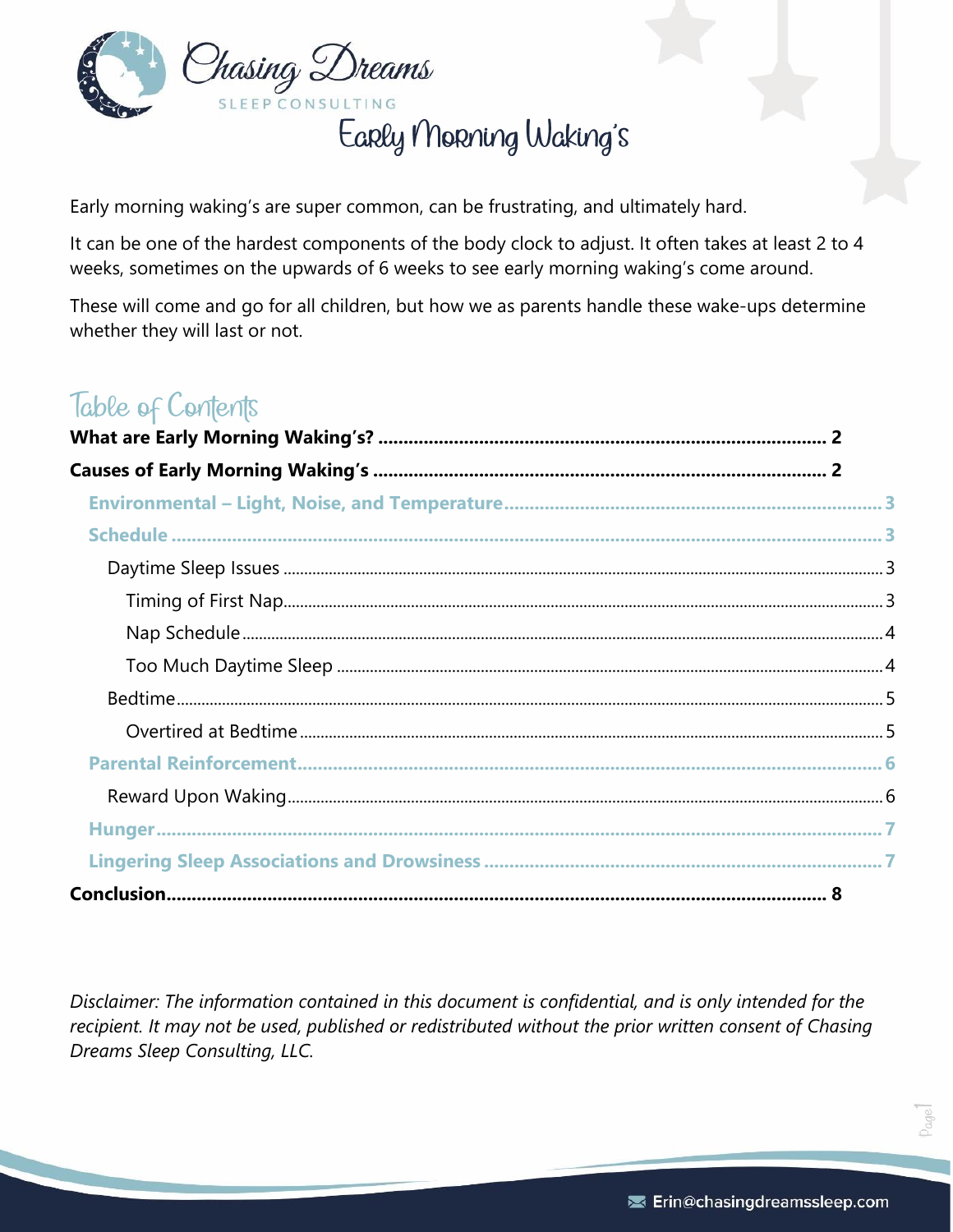Chasing Dreams

SLEEP CONSULTING

# Early Morning Waking's

Early morning waking's are super common, can be frustrating, and ultimately hard.

It can be one of the hardest components of the body clock to adjust. It often takes at least 2 to 4 weeks, sometimes on the upwards of 6 weeks to see early morning waking's come around.

These will come and go for all children, but how we as parents handle these wake-ups determine whether they will last or not.

## Table of Contents

**What are Early Morning Waking's?** ........ 2

**Causes of Early Morning Waking's** ........ 2

- **Environmental – Light, Noise, and Temperature** ........ 3
- **Schedule** ........ 3
  - Daytime Sleep Issues ........ 3
    - Timing of First Nap ........ 3
    - Nap Schedule ........ 4
    - Too Much Daytime Sleep ........ 4
  - Bedtime ........ 5
    - Overtired at Bedtime ........ 5
- **Parental Reinforcement** ........ 6
  - Reward Upon Waking ........ 6
- **Hunger** ........ 7
- **Lingering Sleep Associations and Drowsiness** ........ 7

**Conclusion** ........ 8

*Disclaimer: The information contained in this document is confidential, and is only intended for the recipient. It may not be used, published or redistributed without the prior written consent of Chasing Dreams Sleep Consulting, LLC.*

Erin@chasingdreamssleep.com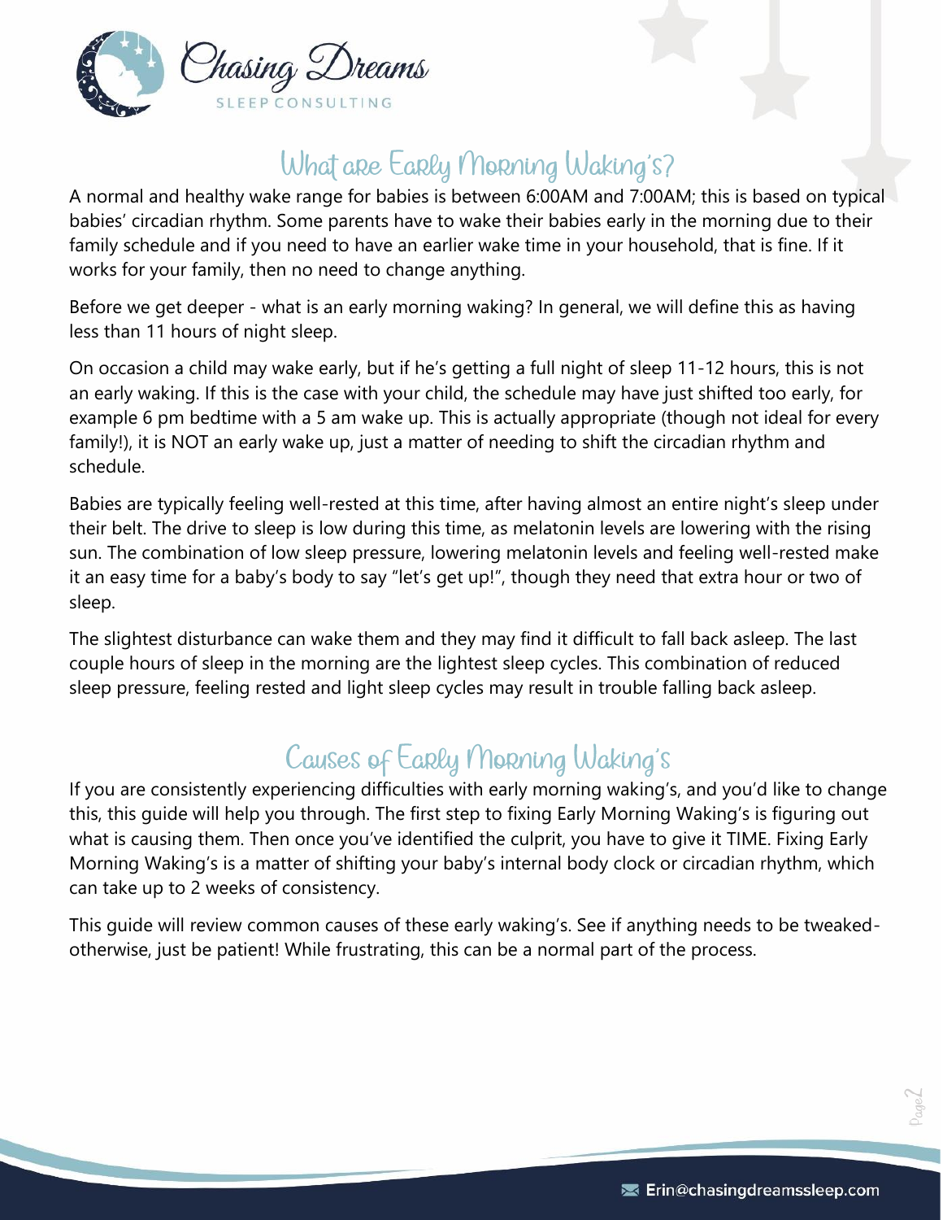## What are Early Morning Waking's?

A normal and healthy wake range for babies is between 6:00AM and 7:00AM; this is based on typical babies' circadian rhythm. Some parents have to wake their babies early in the morning due to their family schedule and if you need to have an earlier wake time in your household, that is fine. If it works for your family, then no need to change anything.

Before we get deeper - what is an early morning waking? In general, we will define this as having less than 11 hours of night sleep.

On occasion a child may wake early, but if he's getting a full night of sleep 11-12 hours, this is not an early waking. If this is the case with your child, the schedule may have just shifted too early, for example 6 pm bedtime with a 5 am wake up. This is actually appropriate (though not ideal for every family!), it is NOT an early wake up, just a matter of needing to shift the circadian rhythm and schedule.

Babies are typically feeling well-rested at this time, after having almost an entire night's sleep under their belt. The drive to sleep is low during this time, as melatonin levels are lowering with the rising sun. The combination of low sleep pressure, lowering melatonin levels and feeling well-rested make it an easy time for a baby's body to say "let's get up!", though they need that extra hour or two of sleep.

The slightest disturbance can wake them and they may find it difficult to fall back asleep. The last couple hours of sleep in the morning are the lightest sleep cycles. This combination of reduced sleep pressure, feeling rested and light sleep cycles may result in trouble falling back asleep.

## Causes of Early Morning Waking's

If you are consistently experiencing difficulties with early morning waking's, and you'd like to change this, this guide will help you through. The first step to fixing Early Morning Waking's is figuring out what is causing them. Then once you've identified the culprit, you have to give it TIME. Fixing Early Morning Waking's is a matter of shifting your baby's internal body clock or circadian rhythm, which can take up to 2 weeks of consistency.

This guide will review common causes of these early waking's. See if anything needs to be tweaked- otherwise, just be patient! While frustrating, this can be a normal part of the process.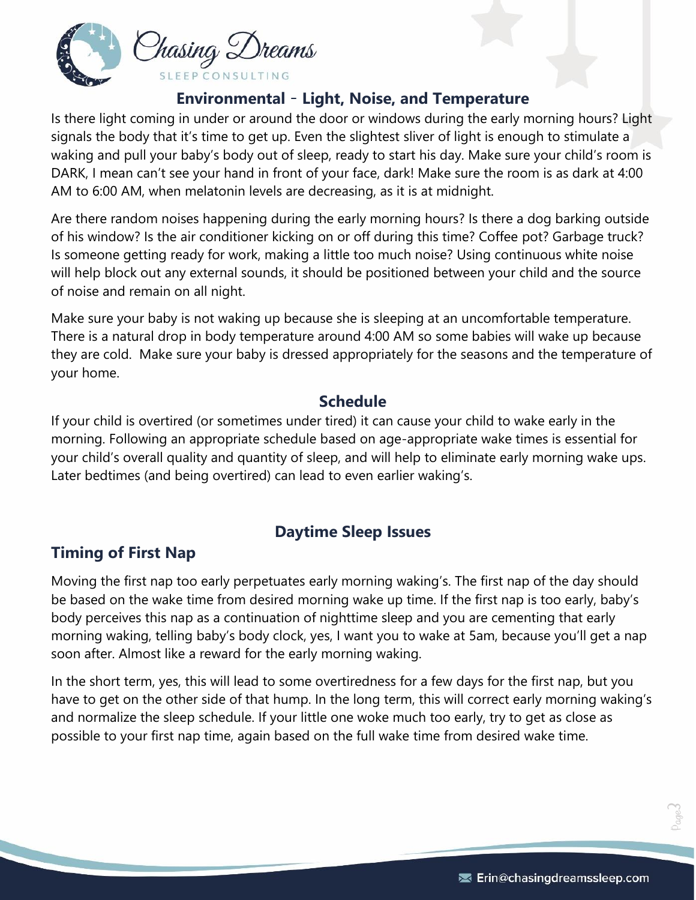## Environmental - Light, Noise, and Temperature

Is there light coming in under or around the door or windows during the early morning hours? Light signals the body that it's time to get up. Even the slightest sliver of light is enough to stimulate a waking and pull your baby's body out of sleep, ready to start his day. Make sure your child's room is DARK, I mean can't see your hand in front of your face, dark! Make sure the room is as dark at 4:00 AM to 6:00 AM, when melatonin levels are decreasing, as it is at midnight.

Are there random noises happening during the early morning hours? Is there a dog barking outside of his window? Is the air conditioner kicking on or off during this time? Coffee pot? Garbage truck? Is someone getting ready for work, making a little too much noise? Using continuous white noise will help block out any external sounds, it should be positioned between your child and the source of noise and remain on all night.

Make sure your baby is not waking up because she is sleeping at an uncomfortable temperature. There is a natural drop in body temperature around 4:00 AM so some babies will wake up because they are cold. Make sure your baby is dressed appropriately for the seasons and the temperature of your home.

## Schedule

If your child is overtired (or sometimes under tired) it can cause your child to wake early in the morning. Following an appropriate schedule based on age-appropriate wake times is essential for your child's overall quality and quantity of sleep, and will help to eliminate early morning wake ups. Later bedtimes (and being overtired) can lead to even earlier waking's.

## Daytime Sleep Issues

### Timing of First Nap

Moving the first nap too early perpetuates early morning waking's. The first nap of the day should be based on the wake time from desired morning wake up time. If the first nap is too early, baby's body perceives this nap as a continuation of nighttime sleep and you are cementing that early morning waking, telling baby's body clock, yes, I want you to wake at 5am, because you'll get a nap soon after. Almost like a reward for the early morning waking.

In the short term, yes, this will lead to some overtiredness for a few days for the first nap, but you have to get on the other side of that hump. In the long term, this will correct early morning waking's and normalize the sleep schedule. If your little one woke much too early, try to get as close as possible to your first nap time, again based on the full wake time from desired wake time.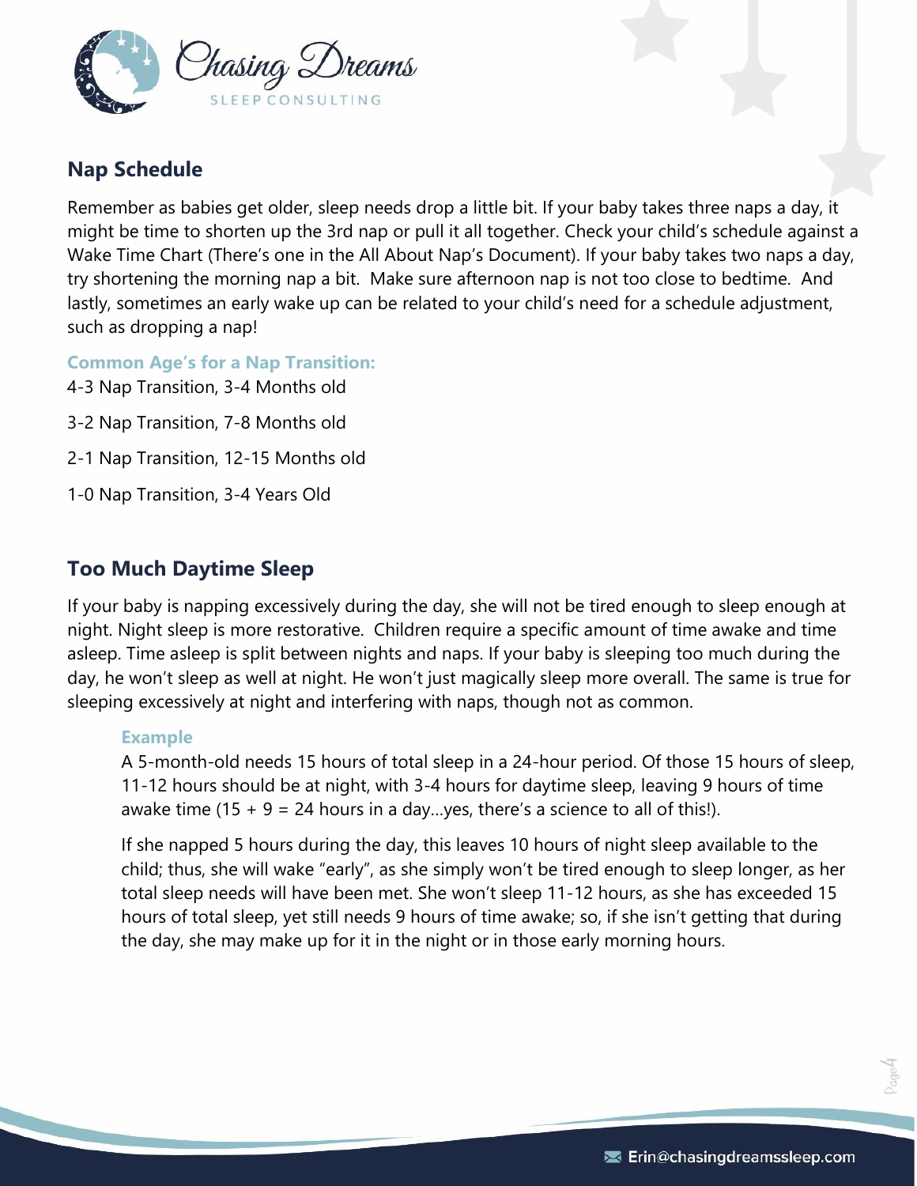## Nap Schedule

Remember as babies get older, sleep needs drop a little bit. If your baby takes three naps a day, it might be time to shorten up the 3rd nap or pull it all together. Check your child's schedule against a Wake Time Chart (There's one in the All About Nap's Document). If your baby takes two naps a day, try shortening the morning nap a bit. Make sure afternoon nap is not too close to bedtime. And lastly, sometimes an early wake up can be related to your child's need for a schedule adjustment, such as dropping a nap!

**Common Age's for a Nap Transition:**

4-3 Nap Transition, 3-4 Months old

3-2 Nap Transition, 7-8 Months old

2-1 Nap Transition, 12-15 Months old

1-0 Nap Transition, 3-4 Years Old

## Too Much Daytime Sleep

If your baby is napping excessively during the day, she will not be tired enough to sleep enough at night. Night sleep is more restorative. Children require a specific amount of time awake and time asleep. Time asleep is split between nights and naps. If your baby is sleeping too much during the day, he won't sleep as well at night. He won't just magically sleep more overall. The same is true for sleeping excessively at night and interfering with naps, though not as common.

**Example**

A 5-month-old needs 15 hours of total sleep in a 24-hour period. Of those 15 hours of sleep, 11-12 hours should be at night, with 3-4 hours for daytime sleep, leaving 9 hours of time awake time (15 + 9 = 24 hours in a day…yes, there's a science to all of this!).

If she napped 5 hours during the day, this leaves 10 hours of night sleep available to the child; thus, she will wake "early", as she simply won't be tired enough to sleep longer, as her total sleep needs will have been met. She won't sleep 11-12 hours, as she has exceeded 15 hours of total sleep, yet still needs 9 hours of time awake; so, if she isn't getting that during the day, she may make up for it in the night or in those early morning hours.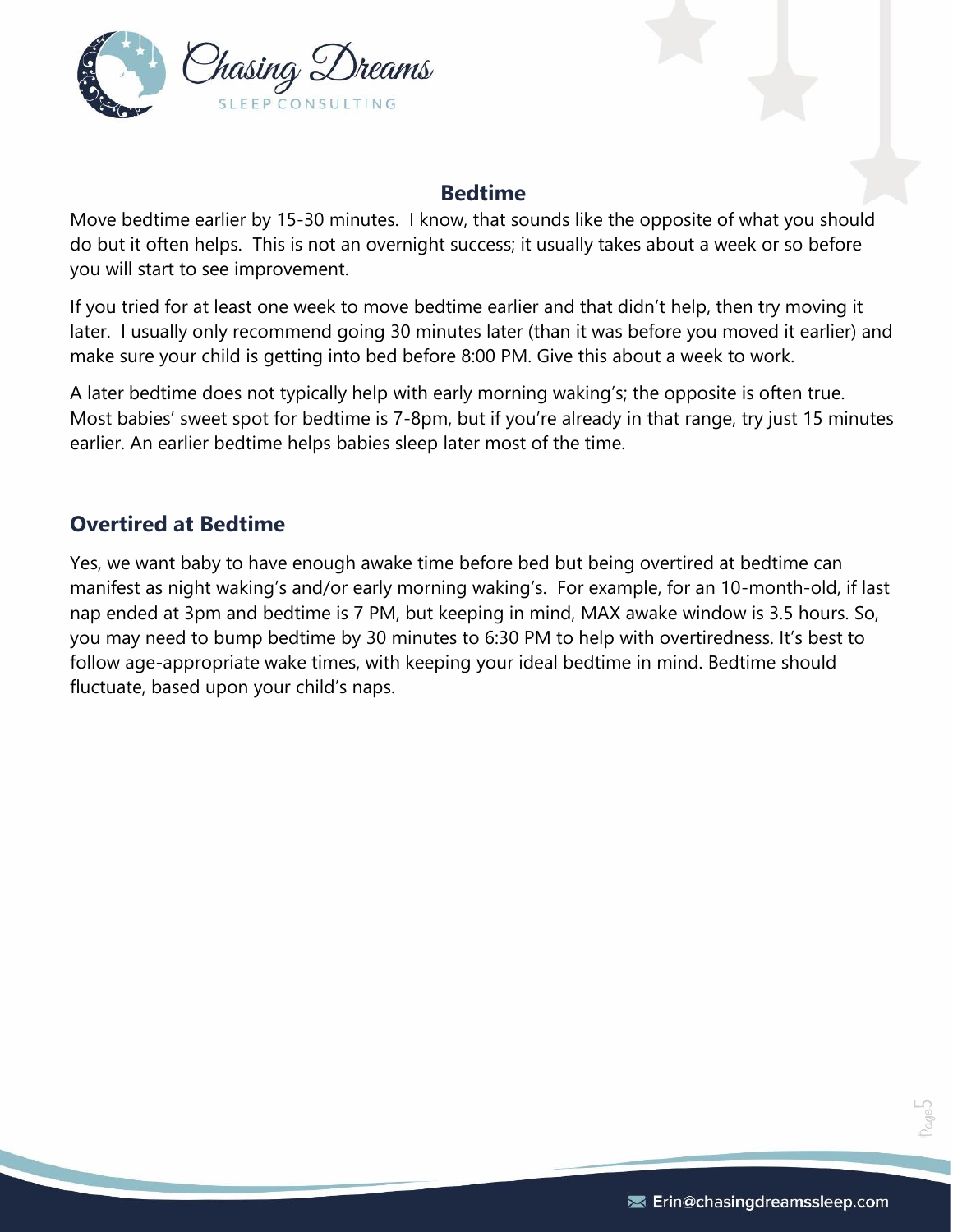## Bedtime

Move bedtime earlier by 15-30 minutes. I know, that sounds like the opposite of what you should do but it often helps. This is not an overnight success; it usually takes about a week or so before you will start to see improvement.

If you tried for at least one week to move bedtime earlier and that didn't help, then try moving it later. I usually only recommend going 30 minutes later (than it was before you moved it earlier) and make sure your child is getting into bed before 8:00 PM. Give this about a week to work.

A later bedtime does not typically help with early morning waking's; the opposite is often true. Most babies' sweet spot for bedtime is 7-8pm, but if you're already in that range, try just 15 minutes earlier. An earlier bedtime helps babies sleep later most of the time.

## Overtired at Bedtime

Yes, we want baby to have enough awake time before bed but being overtired at bedtime can manifest as night waking's and/or early morning waking's. For example, for an 10-month-old, if last nap ended at 3pm and bedtime is 7 PM, but keeping in mind, MAX awake window is 3.5 hours. So, you may need to bump bedtime by 30 minutes to 6:30 PM to help with overtiredness. It's best to follow age-appropriate wake times, with keeping your ideal bedtime in mind. Bedtime should fluctuate, based upon your child's naps.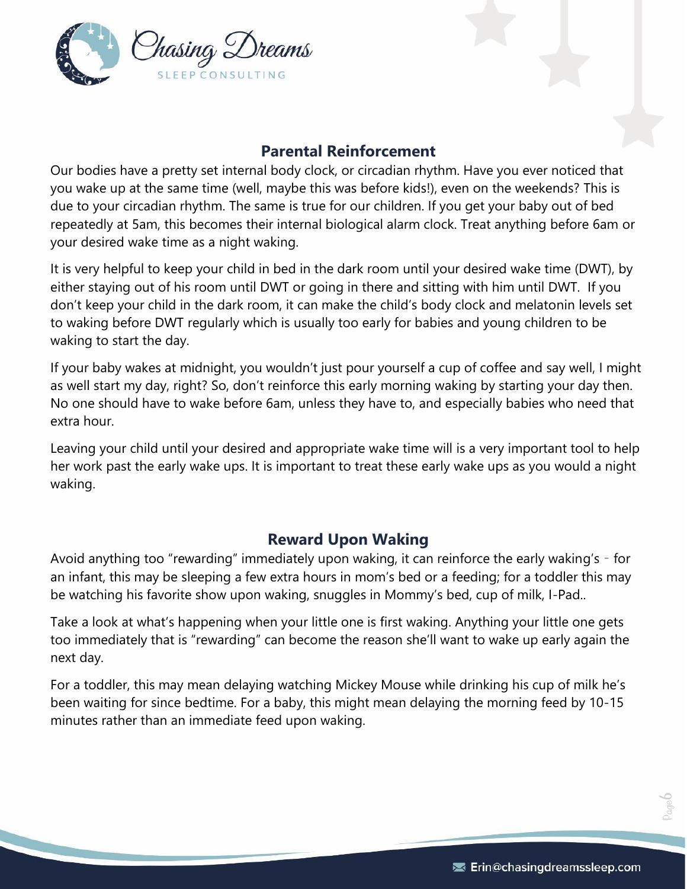## Parental Reinforcement

Our bodies have a pretty set internal body clock, or circadian rhythm. Have you ever noticed that you wake up at the same time (well, maybe this was before kids!), even on the weekends? This is due to your circadian rhythm. The same is true for our children. If you get your baby out of bed repeatedly at 5am, this becomes their internal biological alarm clock. Treat anything before 6am or your desired wake time as a night waking.

It is very helpful to keep your child in bed in the dark room until your desired wake time (DWT), by either staying out of his room until DWT or going in there and sitting with him until DWT. If you don't keep your child in the dark room, it can make the child's body clock and melatonin levels set to waking before DWT regularly which is usually too early for babies and young children to be waking to start the day.

If your baby wakes at midnight, you wouldn't just pour yourself a cup of coffee and say well, I might as well start my day, right? So, don't reinforce this early morning waking by starting your day then. No one should have to wake before 6am, unless they have to, and especially babies who need that extra hour.

Leaving your child until your desired and appropriate wake time will is a very important tool to help her work past the early wake ups. It is important to treat these early wake ups as you would a night waking.

## Reward Upon Waking

Avoid anything too "rewarding" immediately upon waking, it can reinforce the early waking's – for an infant, this may be sleeping a few extra hours in mom's bed or a feeding; for a toddler this may be watching his favorite show upon waking, snuggles in Mommy's bed, cup of milk, I-Pad..

Take a look at what's happening when your little one is first waking. Anything your little one gets too immediately that is "rewarding" can become the reason she'll want to wake up early again the next day.

For a toddler, this may mean delaying watching Mickey Mouse while drinking his cup of milk he's been waiting for since bedtime. For a baby, this might mean delaying the morning feed by 10-15 minutes rather than an immediate feed upon waking.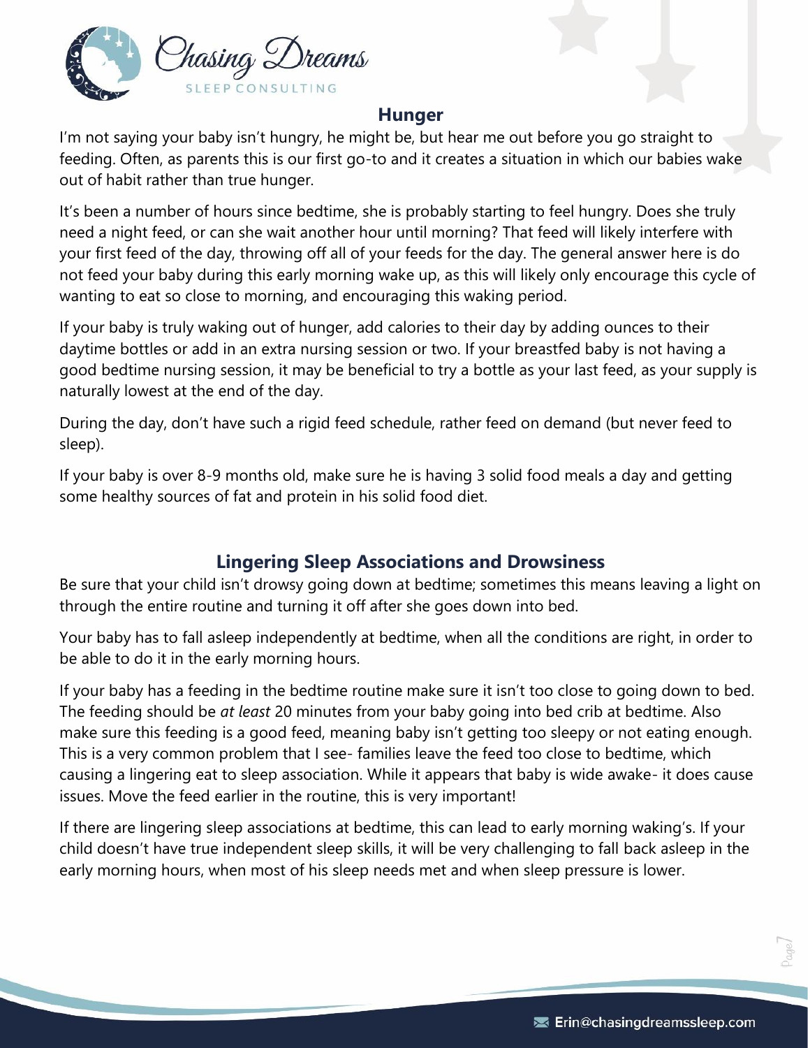## Hunger

I'm not saying your baby isn't hungry, he might be, but hear me out before you go straight to feeding. Often, as parents this is our first go-to and it creates a situation in which our babies wake out of habit rather than true hunger.

It's been a number of hours since bedtime, she is probably starting to feel hungry. Does she truly need a night feed, or can she wait another hour until morning? That feed will likely interfere with your first feed of the day, throwing off all of your feeds for the day. The general answer here is do not feed your baby during this early morning wake up, as this will likely only encourage this cycle of wanting to eat so close to morning, and encouraging this waking period.

If your baby is truly waking out of hunger, add calories to their day by adding ounces to their daytime bottles or add in an extra nursing session or two. If your breastfed baby is not having a good bedtime nursing session, it may be beneficial to try a bottle as your last feed, as your supply is naturally lowest at the end of the day.

During the day, don't have such a rigid feed schedule, rather feed on demand (but never feed to sleep).

If your baby is over 8-9 months old, make sure he is having 3 solid food meals a day and getting some healthy sources of fat and protein in his solid food diet.

## Lingering Sleep Associations and Drowsiness

Be sure that your child isn't drowsy going down at bedtime; sometimes this means leaving a light on through the entire routine and turning it off after she goes down into bed.

Your baby has to fall asleep independently at bedtime, when all the conditions are right, in order to be able to do it in the early morning hours.

If your baby has a feeding in the bedtime routine make sure it isn't too close to going down to bed. The feeding should be *at least* 20 minutes from your baby going into bed crib at bedtime. Also make sure this feeding is a good feed, meaning baby isn't getting too sleepy or not eating enough. This is a very common problem that I see- families leave the feed too close to bedtime, which causing a lingering eat to sleep association. While it appears that baby is wide awake- it does cause issues. Move the feed earlier in the routine, this is very important!

If there are lingering sleep associations at bedtime, this can lead to early morning waking's. If your child doesn't have true independent sleep skills, it will be very challenging to fall back asleep in the early morning hours, when most of his sleep needs met and when sleep pressure is lower.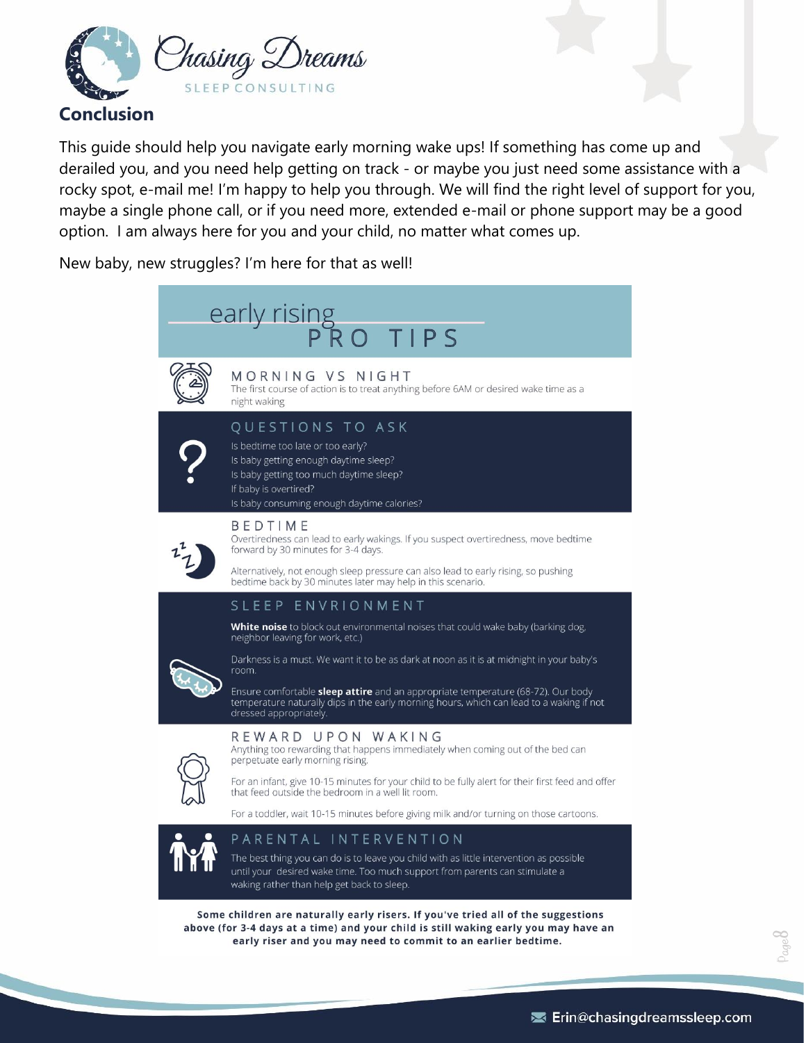## Conclusion

This guide should help you navigate early morning wake ups! If something has come up and derailed you, and you need help getting on track - or maybe you just need some assistance with a rocky spot, e-mail me! I'm happy to help you through. We will find the right level of support for you, maybe a single phone call, or if you need more, extended e-mail or phone support may be a good option. I am always here for you and your child, no matter what comes up.

New baby, new struggles? I'm here for that as well!

## early rising PRO TIPS

### MORNING VS NIGHT

The first course of action is to treat anything before 6AM or desired wake time as a night waking

### QUESTIONS TO ASK

Is bedtime too late or too early?
Is baby getting enough daytime sleep?
Is baby getting too much daytime sleep?
If baby is overtired?
Is baby consuming enough daytime calories?

### BEDTIME

Overtiredness can lead to early wakings. If you suspect overtiredness, move bedtime forward by 30 minutes for 3-4 days.

Alternatively, not enough sleep pressure can also lead to early rising, so pushing bedtime back by 30 minutes later may help in this scenario.

### SLEEP ENVRIONMENT

**White noise** to block out environmental noises that could wake baby (barking dog, neighbor leaving for work, etc.)

Darkness is a must. We want it to be as dark at noon as it is at midnight in your baby's room.

Ensure comfortable **sleep attire** and an appropriate temperature (68-72). Our body temperature naturally dips in the early morning hours, which can lead to a waking if not dressed appropriately.

### REWARD UPON WAKING

Anything too rewarding that happens immediately when coming out of the bed can perpetuate early morning rising.

For an infant, give 10-15 minutes for your child to be fully alert for their first feed and offer that feed outside the bedroom in a well lit room.

For a toddler, wait 10-15 minutes before giving milk and/or turning on those cartoons.

### PARENTAL INTERVENTION

The best thing you can do is to leave you child with as little intervention as possible until your desired wake time. Too much support from parents can stimulate a waking rather than help get back to sleep.

**Some children are naturally early risers. If you've tried all of the suggestions above (for 3-4 days at a time) and your child is still waking early you may have an early riser and you may need to commit to an earlier bedtime.**